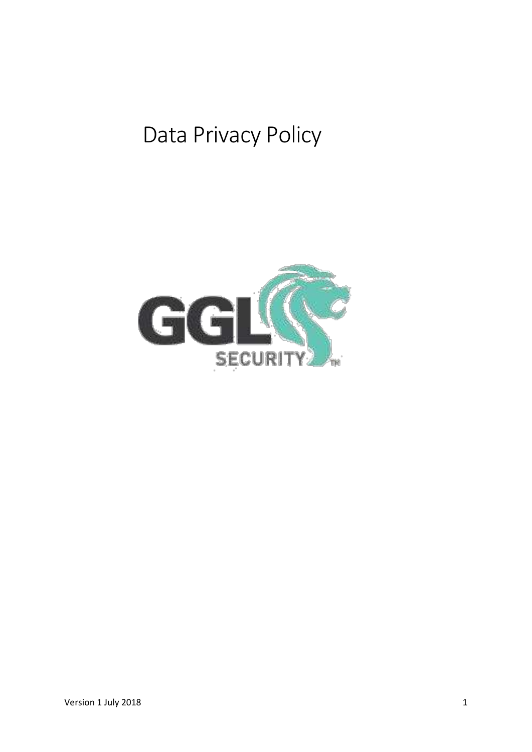# Data Privacy Policy

GGL SECURITY™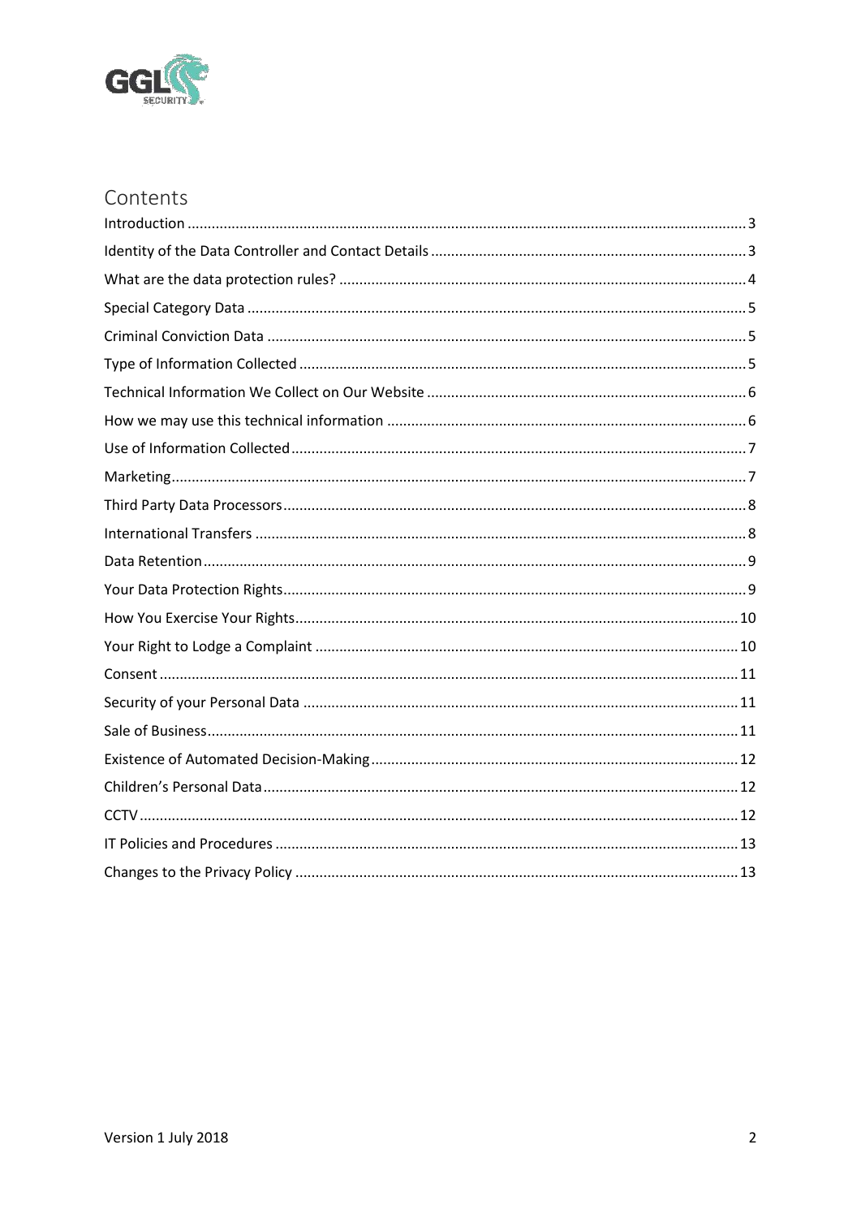# Contents

- Introduction ... 3
- Identity of the Data Controller and Contact Details ... 3
- What are the data protection rules? ... 4
- Special Category Data ... 5
- Criminal Conviction Data ... 5
- Type of Information Collected ... 5
- Technical Information We Collect on Our Website ... 6
- How we may use this technical information ... 6
- Use of Information Collected ... 7
- Marketing ... 7
- Third Party Data Processors ... 8
- International Transfers ... 8
- Data Retention ... 9
- Your Data Protection Rights ... 9
- How You Exercise Your Rights ... 10
- Your Right to Lodge a Complaint ... 10
- Consent ... 11
- Security of your Personal Data ... 11
- Sale of Business ... 11
- Existence of Automated Decision-Making ... 12
- Children's Personal Data ... 12
- CCTV ... 12
- IT Policies and Procedures ... 13
- Changes to the Privacy Policy ... 13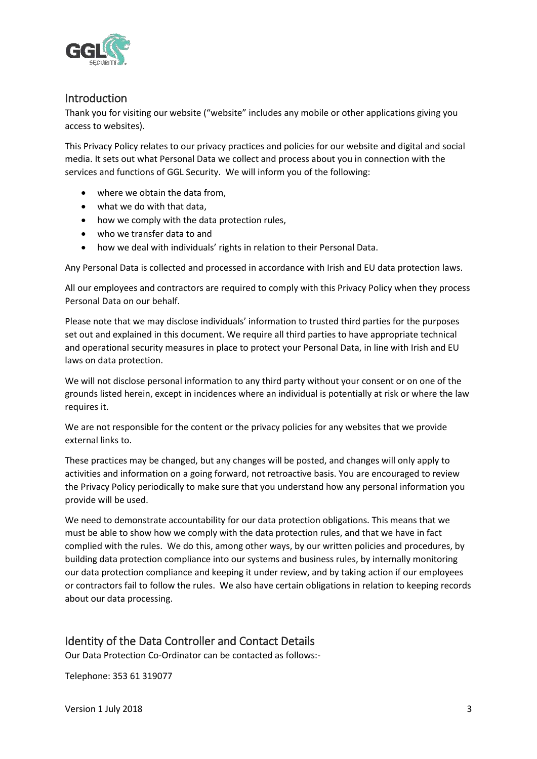## Introduction

Thank you for visiting our website ("website" includes any mobile or other applications giving you access to websites).

This Privacy Policy relates to our privacy practices and policies for our website and digital and social media. It sets out what Personal Data we collect and process about you in connection with the services and functions of GGL Security. We will inform you of the following:

- where we obtain the data from,
- what we do with that data,
- how we comply with the data protection rules,
- who we transfer data to and
- how we deal with individuals' rights in relation to their Personal Data.

Any Personal Data is collected and processed in accordance with Irish and EU data protection laws.

All our employees and contractors are required to comply with this Privacy Policy when they process Personal Data on our behalf.

Please note that we may disclose individuals' information to trusted third parties for the purposes set out and explained in this document. We require all third parties to have appropriate technical and operational security measures in place to protect your Personal Data, in line with Irish and EU laws on data protection.

We will not disclose personal information to any third party without your consent or on one of the grounds listed herein, except in incidences where an individual is potentially at risk or where the law requires it.

We are not responsible for the content or the privacy policies for any websites that we provide external links to.

These practices may be changed, but any changes will be posted, and changes will only apply to activities and information on a going forward, not retroactive basis. You are encouraged to review the Privacy Policy periodically to make sure that you understand how any personal information you provide will be used.

We need to demonstrate accountability for our data protection obligations. This means that we must be able to show how we comply with the data protection rules, and that we have in fact complied with the rules. We do this, among other ways, by our written policies and procedures, by building data protection compliance into our systems and business rules, by internally monitoring our data protection compliance and keeping it under review, and by taking action if our employees or contractors fail to follow the rules. We also have certain obligations in relation to keeping records about our data processing.

## Identity of the Data Controller and Contact Details

Our Data Protection Co-Ordinator can be contacted as follows:-

Telephone: 353 61 319077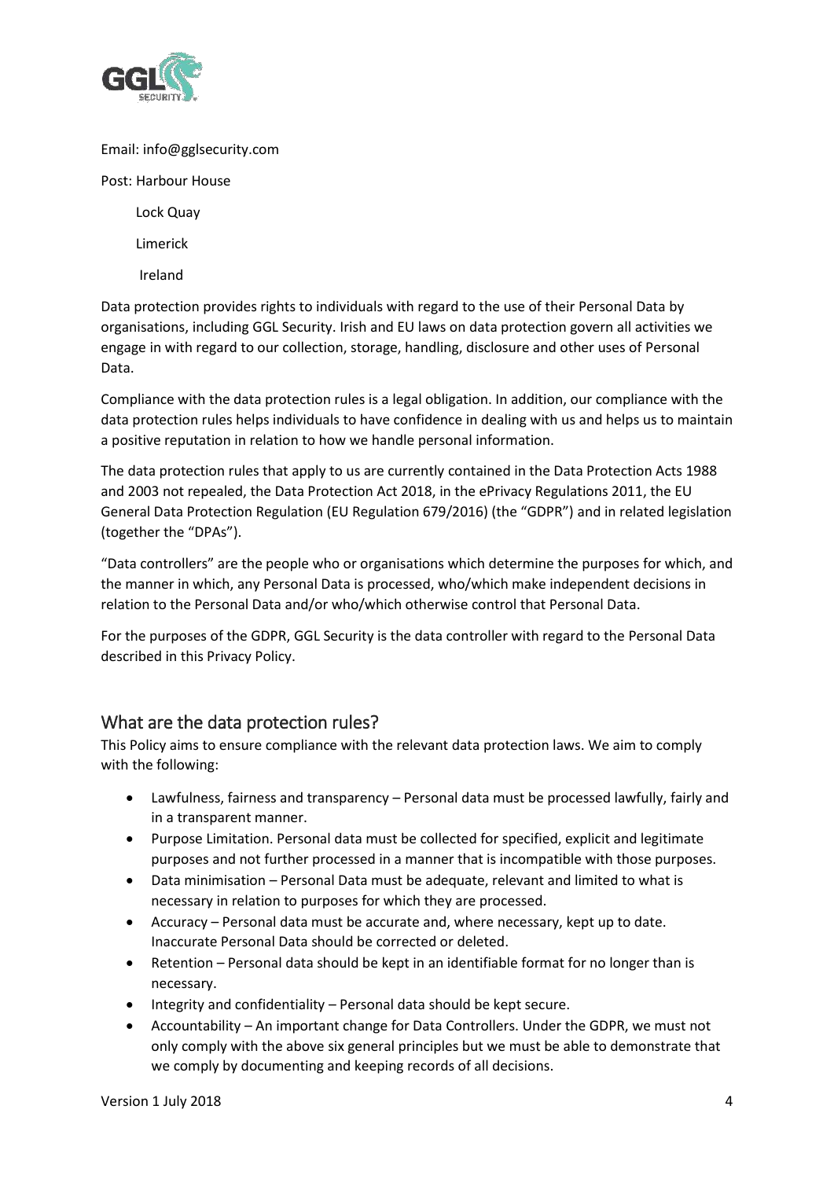Email: info@gglsecurity.com

Post: Harbour House

Lock Quay

Limerick

Ireland

Data protection provides rights to individuals with regard to the use of their Personal Data by organisations, including GGL Security. Irish and EU laws on data protection govern all activities we engage in with regard to our collection, storage, handling, disclosure and other uses of Personal Data.

Compliance with the data protection rules is a legal obligation. In addition, our compliance with the data protection rules helps individuals to have confidence in dealing with us and helps us to maintain a positive reputation in relation to how we handle personal information.

The data protection rules that apply to us are currently contained in the Data Protection Acts 1988 and 2003 not repealed, the Data Protection Act 2018, in the ePrivacy Regulations 2011, the EU General Data Protection Regulation (EU Regulation 679/2016) (the "GDPR") and in related legislation (together the "DPAs").

"Data controllers" are the people who or organisations which determine the purposes for which, and the manner in which, any Personal Data is processed, who/which make independent decisions in relation to the Personal Data and/or who/which otherwise control that Personal Data.

For the purposes of the GDPR, GGL Security is the data controller with regard to the Personal Data described in this Privacy Policy.

## What are the data protection rules?

This Policy aims to ensure compliance with the relevant data protection laws. We aim to comply with the following:

- Lawfulness, fairness and transparency – Personal data must be processed lawfully, fairly and in a transparent manner.
- Purpose Limitation. Personal data must be collected for specified, explicit and legitimate purposes and not further processed in a manner that is incompatible with those purposes.
- Data minimisation – Personal Data must be adequate, relevant and limited to what is necessary in relation to purposes for which they are processed.
- Accuracy – Personal data must be accurate and, where necessary, kept up to date. Inaccurate Personal Data should be corrected or deleted.
- Retention – Personal data should be kept in an identifiable format for no longer than is necessary.
- Integrity and confidentiality – Personal data should be kept secure.
- Accountability – An important change for Data Controllers. Under the GDPR, we must not only comply with the above six general principles but we must be able to demonstrate that we comply by documenting and keeping records of all decisions.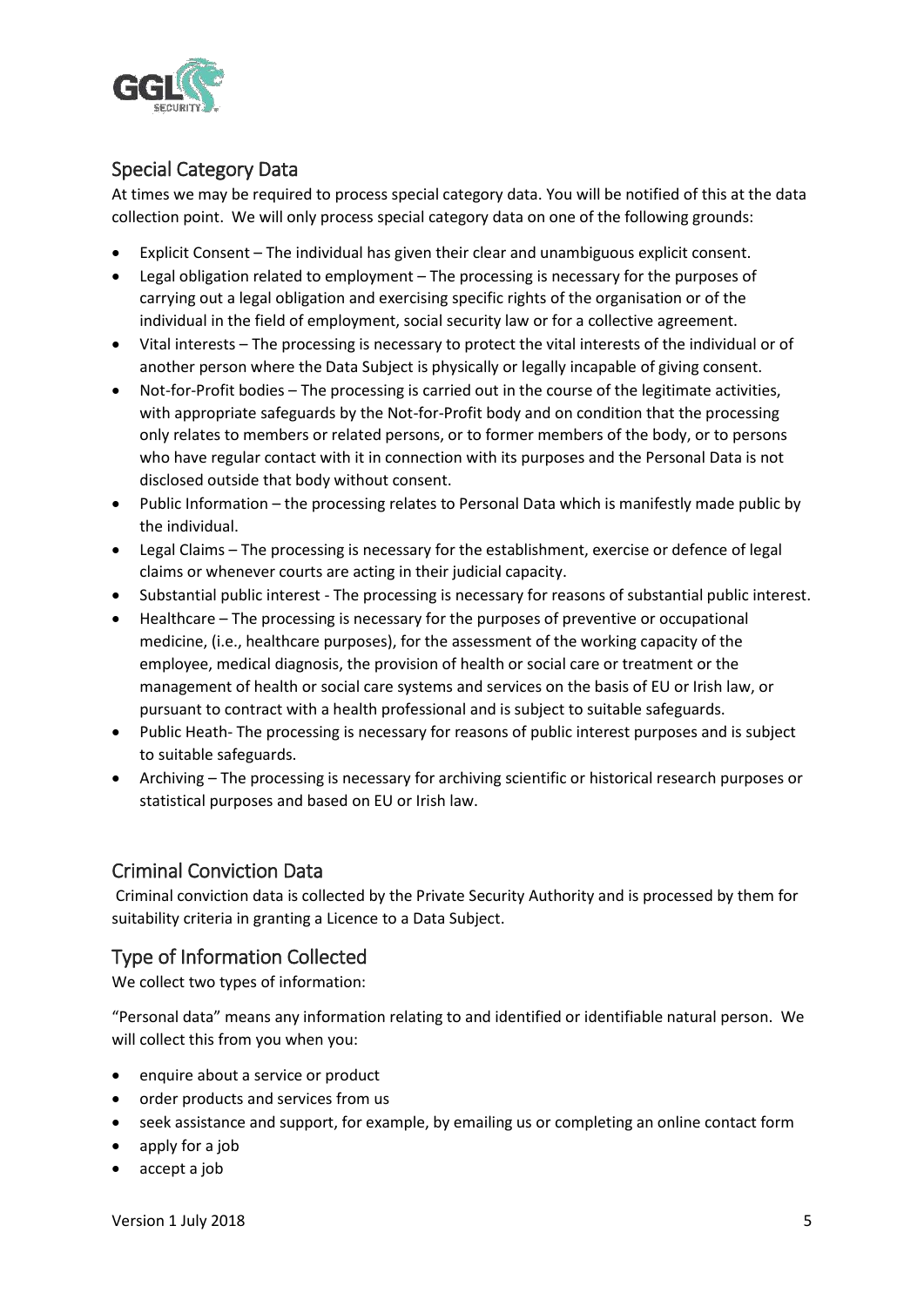## Special Category Data

At times we may be required to process special category data. You will be notified of this at the data collection point. We will only process special category data on one of the following grounds:

- Explicit Consent – The individual has given their clear and unambiguous explicit consent.
- Legal obligation related to employment – The processing is necessary for the purposes of carrying out a legal obligation and exercising specific rights of the organisation or of the individual in the field of employment, social security law or for a collective agreement.
- Vital interests – The processing is necessary to protect the vital interests of the individual or of another person where the Data Subject is physically or legally incapable of giving consent.
- Not-for-Profit bodies – The processing is carried out in the course of the legitimate activities, with appropriate safeguards by the Not-for-Profit body and on condition that the processing only relates to members or related persons, or to former members of the body, or to persons who have regular contact with it in connection with its purposes and the Personal Data is not disclosed outside that body without consent.
- Public Information – the processing relates to Personal Data which is manifestly made public by the individual.
- Legal Claims – The processing is necessary for the establishment, exercise or defence of legal claims or whenever courts are acting in their judicial capacity.
- Substantial public interest - The processing is necessary for reasons of substantial public interest.
- Healthcare – The processing is necessary for the purposes of preventive or occupational medicine, (i.e., healthcare purposes), for the assessment of the working capacity of the employee, medical diagnosis, the provision of health or social care or treatment or the management of health or social care systems and services on the basis of EU or Irish law, or pursuant to contract with a health professional and is subject to suitable safeguards.
- Public Heath- The processing is necessary for reasons of public interest purposes and is subject to suitable safeguards.
- Archiving – The processing is necessary for archiving scientific or historical research purposes or statistical purposes and based on EU or Irish law.

## Criminal Conviction Data

Criminal conviction data is collected by the Private Security Authority and is processed by them for suitability criteria in granting a Licence to a Data Subject.

## Type of Information Collected

We collect two types of information:

"Personal data" means any information relating to and identified or identifiable natural person. We will collect this from you when you:

- enquire about a service or product
- order products and services from us
- seek assistance and support, for example, by emailing us or completing an online contact form
- apply for a job
- accept a job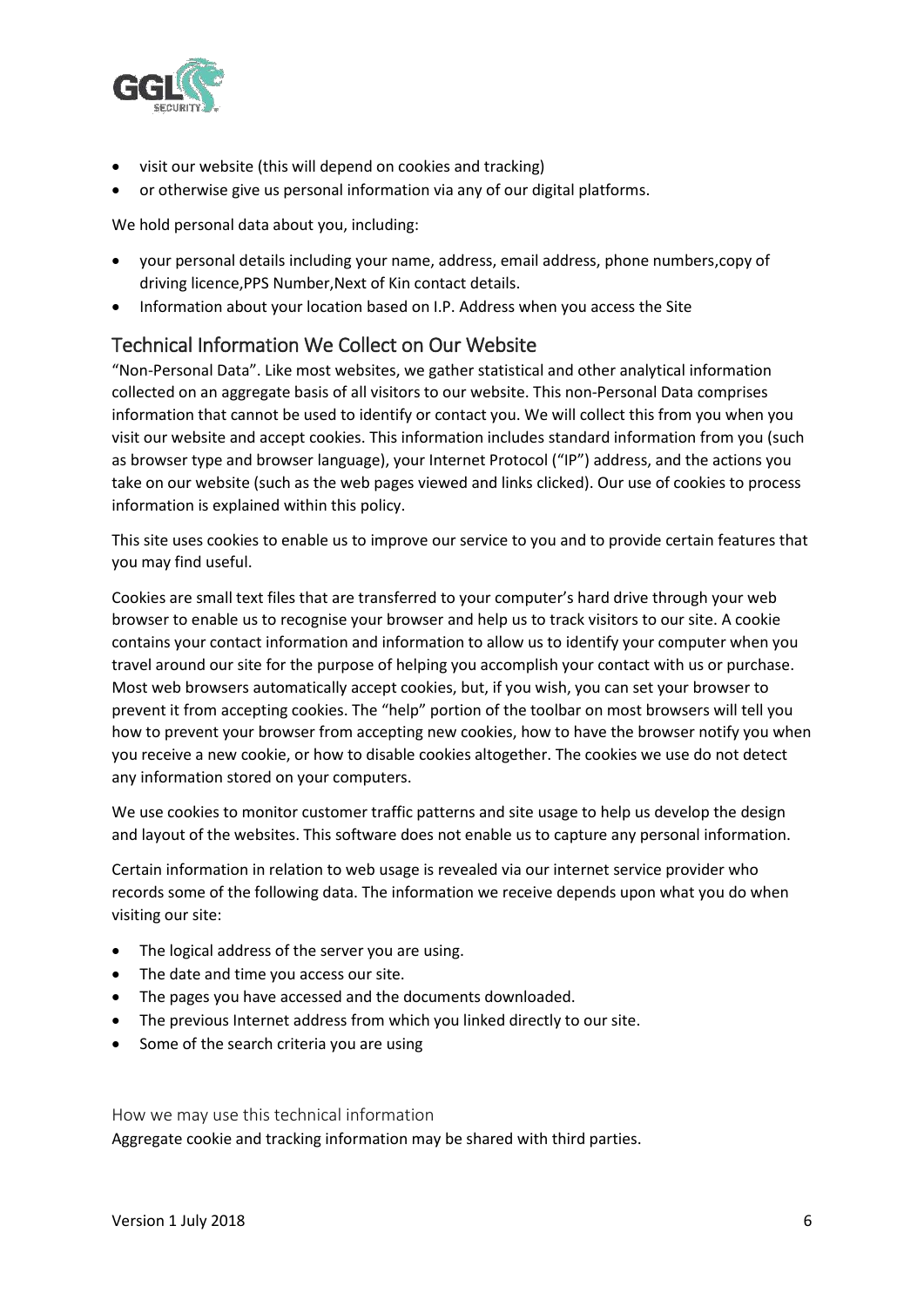- visit our website (this will depend on cookies and tracking)
- or otherwise give us personal information via any of our digital platforms.

We hold personal data about you, including:

- your personal details including your name, address, email address, phone numbers,copy of driving licence,PPS Number,Next of Kin contact details.
- Information about your location based on I.P. Address when you access the Site

## Technical Information We Collect on Our Website

"Non-Personal Data". Like most websites, we gather statistical and other analytical information collected on an aggregate basis of all visitors to our website. This non-Personal Data comprises information that cannot be used to identify or contact you. We will collect this from you when you visit our website and accept cookies. This information includes standard information from you (such as browser type and browser language), your Internet Protocol ("IP") address, and the actions you take on our website (such as the web pages viewed and links clicked). Our use of cookies to process information is explained within this policy.

This site uses cookies to enable us to improve our service to you and to provide certain features that you may find useful.

Cookies are small text files that are transferred to your computer's hard drive through your web browser to enable us to recognise your browser and help us to track visitors to our site. A cookie contains your contact information and information to allow us to identify your computer when you travel around our site for the purpose of helping you accomplish your contact with us or purchase. Most web browsers automatically accept cookies, but, if you wish, you can set your browser to prevent it from accepting cookies. The "help" portion of the toolbar on most browsers will tell you how to prevent your browser from accepting new cookies, how to have the browser notify you when you receive a new cookie, or how to disable cookies altogether. The cookies we use do not detect any information stored on your computers.

We use cookies to monitor customer traffic patterns and site usage to help us develop the design and layout of the websites. This software does not enable us to capture any personal information.

Certain information in relation to web usage is revealed via our internet service provider who records some of the following data. The information we receive depends upon what you do when visiting our site:

- The logical address of the server you are using.
- The date and time you access our site.
- The pages you have accessed and the documents downloaded.
- The previous Internet address from which you linked directly to our site.
- Some of the search criteria you are using

### How we may use this technical information

Aggregate cookie and tracking information may be shared with third parties.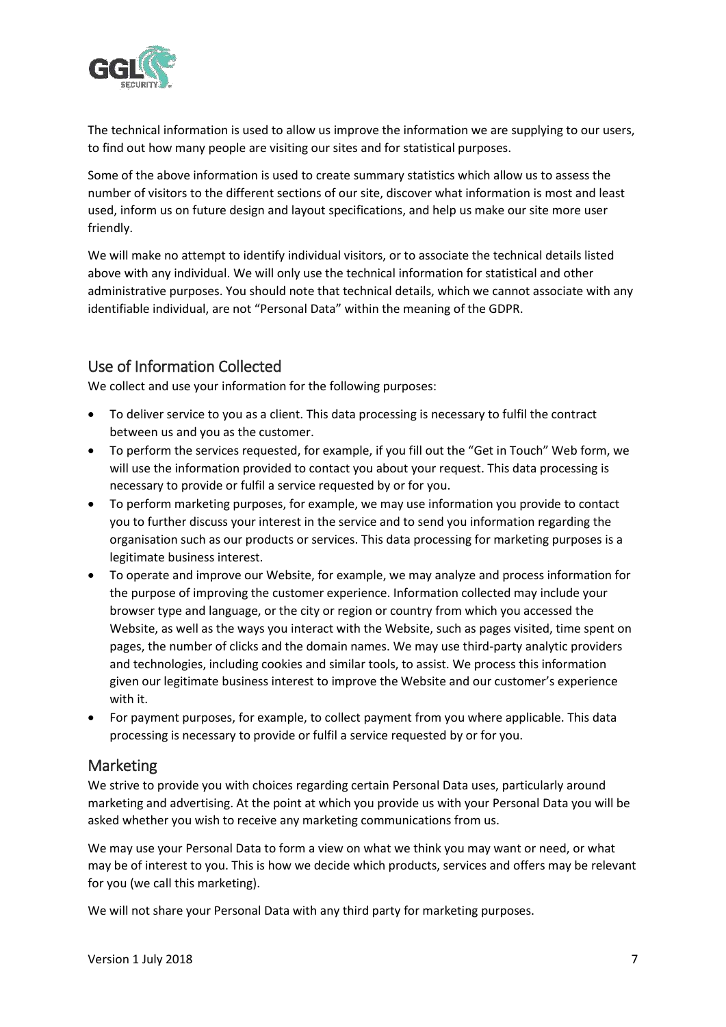The technical information is used to allow us improve the information we are supplying to our users, to find out how many people are visiting our sites and for statistical purposes.

Some of the above information is used to create summary statistics which allow us to assess the number of visitors to the different sections of our site, discover what information is most and least used, inform us on future design and layout specifications, and help us make our site more user friendly.

We will make no attempt to identify individual visitors, or to associate the technical details listed above with any individual. We will only use the technical information for statistical and other administrative purposes. You should note that technical details, which we cannot associate with any identifiable individual, are not "Personal Data" within the meaning of the GDPR.

## Use of Information Collected

We collect and use your information for the following purposes:

- To deliver service to you as a client. This data processing is necessary to fulfil the contract between us and you as the customer.
- To perform the services requested, for example, if you fill out the "Get in Touch" Web form, we will use the information provided to contact you about your request. This data processing is necessary to provide or fulfil a service requested by or for you.
- To perform marketing purposes, for example, we may use information you provide to contact you to further discuss your interest in the service and to send you information regarding the organisation such as our products or services. This data processing for marketing purposes is a legitimate business interest.
- To operate and improve our Website, for example, we may analyze and process information for the purpose of improving the customer experience. Information collected may include your browser type and language, or the city or region or country from which you accessed the Website, as well as the ways you interact with the Website, such as pages visited, time spent on pages, the number of clicks and the domain names. We may use third-party analytic providers and technologies, including cookies and similar tools, to assist. We process this information given our legitimate business interest to improve the Website and our customer's experience with it.
- For payment purposes, for example, to collect payment from you where applicable. This data processing is necessary to provide or fulfil a service requested by or for you.

## Marketing

We strive to provide you with choices regarding certain Personal Data uses, particularly around marketing and advertising. At the point at which you provide us with your Personal Data you will be asked whether you wish to receive any marketing communications from us.

We may use your Personal Data to form a view on what we think you may want or need, or what may be of interest to you. This is how we decide which products, services and offers may be relevant for you (we call this marketing).

We will not share your Personal Data with any third party for marketing purposes.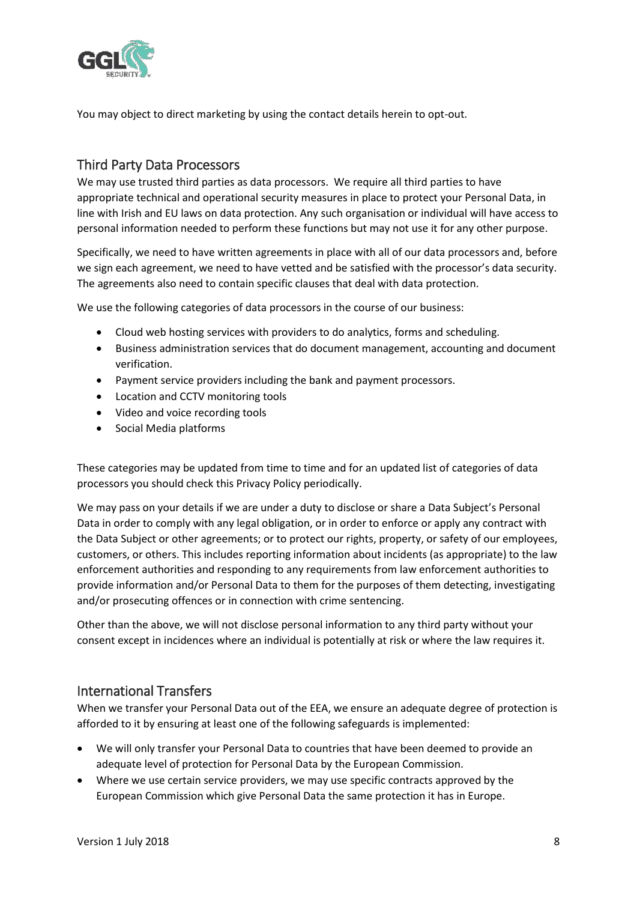You may object to direct marketing by using the contact details herein to opt-out.

## Third Party Data Processors

We may use trusted third parties as data processors. We require all third parties to have appropriate technical and operational security measures in place to protect your Personal Data, in line with Irish and EU laws on data protection. Any such organisation or individual will have access to personal information needed to perform these functions but may not use it for any other purpose.

Specifically, we need to have written agreements in place with all of our data processors and, before we sign each agreement, we need to have vetted and be satisfied with the processor's data security. The agreements also need to contain specific clauses that deal with data protection.

We use the following categories of data processors in the course of our business:

- Cloud web hosting services with providers to do analytics, forms and scheduling.
- Business administration services that do document management, accounting and document verification.
- Payment service providers including the bank and payment processors.
- Location and CCTV monitoring tools
- Video and voice recording tools
- Social Media platforms

These categories may be updated from time to time and for an updated list of categories of data processors you should check this Privacy Policy periodically.

We may pass on your details if we are under a duty to disclose or share a Data Subject's Personal Data in order to comply with any legal obligation, or in order to enforce or apply any contract with the Data Subject or other agreements; or to protect our rights, property, or safety of our employees, customers, or others. This includes reporting information about incidents (as appropriate) to the law enforcement authorities and responding to any requirements from law enforcement authorities to provide information and/or Personal Data to them for the purposes of them detecting, investigating and/or prosecuting offences or in connection with crime sentencing.

Other than the above, we will not disclose personal information to any third party without your consent except in incidences where an individual is potentially at risk or where the law requires it.

## International Transfers

When we transfer your Personal Data out of the EEA, we ensure an adequate degree of protection is afforded to it by ensuring at least one of the following safeguards is implemented:

- We will only transfer your Personal Data to countries that have been deemed to provide an adequate level of protection for Personal Data by the European Commission.
- Where we use certain service providers, we may use specific contracts approved by the European Commission which give Personal Data the same protection it has in Europe.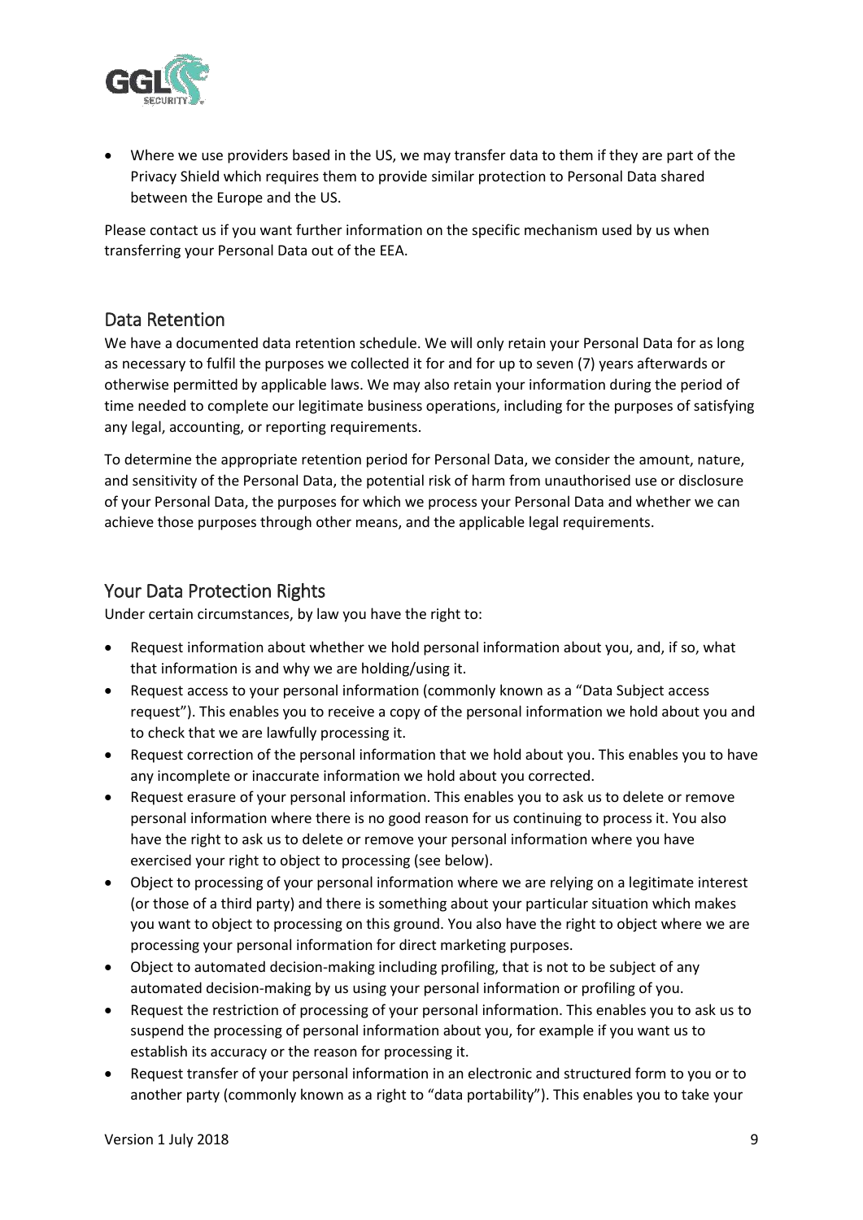- Where we use providers based in the US, we may transfer data to them if they are part of the Privacy Shield which requires them to provide similar protection to Personal Data shared between the Europe and the US.

Please contact us if you want further information on the specific mechanism used by us when transferring your Personal Data out of the EEA.

## Data Retention

We have a documented data retention schedule. We will only retain your Personal Data for as long as necessary to fulfil the purposes we collected it for and for up to seven (7) years afterwards or otherwise permitted by applicable laws. We may also retain your information during the period of time needed to complete our legitimate business operations, including for the purposes of satisfying any legal, accounting, or reporting requirements.

To determine the appropriate retention period for Personal Data, we consider the amount, nature, and sensitivity of the Personal Data, the potential risk of harm from unauthorised use or disclosure of your Personal Data, the purposes for which we process your Personal Data and whether we can achieve those purposes through other means, and the applicable legal requirements.

## Your Data Protection Rights

Under certain circumstances, by law you have the right to:

- Request information about whether we hold personal information about you, and, if so, what that information is and why we are holding/using it.
- Request access to your personal information (commonly known as a "Data Subject access request"). This enables you to receive a copy of the personal information we hold about you and to check that we are lawfully processing it.
- Request correction of the personal information that we hold about you. This enables you to have any incomplete or inaccurate information we hold about you corrected.
- Request erasure of your personal information. This enables you to ask us to delete or remove personal information where there is no good reason for us continuing to process it. You also have the right to ask us to delete or remove your personal information where you have exercised your right to object to processing (see below).
- Object to processing of your personal information where we are relying on a legitimate interest (or those of a third party) and there is something about your particular situation which makes you want to object to processing on this ground. You also have the right to object where we are processing your personal information for direct marketing purposes.
- Object to automated decision-making including profiling, that is not to be subject of any automated decision-making by us using your personal information or profiling of you.
- Request the restriction of processing of your personal information. This enables you to ask us to suspend the processing of personal information about you, for example if you want us to establish its accuracy or the reason for processing it.
- Request transfer of your personal information in an electronic and structured form to you or to another party (commonly known as a right to "data portability"). This enables you to take your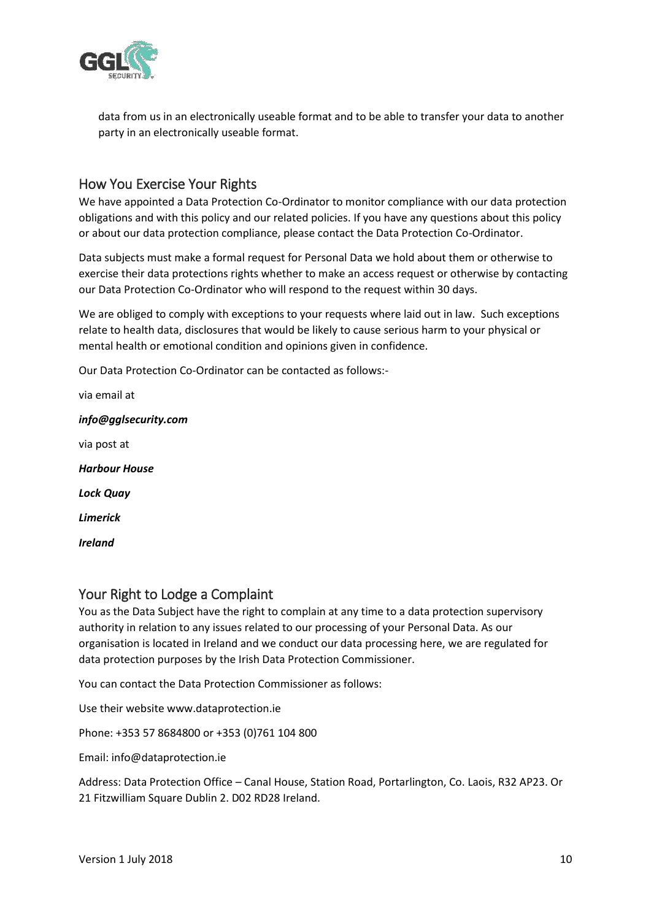data from us in an electronically useable format and to be able to transfer your data to another party in an electronically useable format.

## How You Exercise Your Rights

We have appointed a Data Protection Co-Ordinator to monitor compliance with our data protection obligations and with this policy and our related policies. If you have any questions about this policy or about our data protection compliance, please contact the Data Protection Co-Ordinator.

Data subjects must make a formal request for Personal Data we hold about them or otherwise to exercise their data protections rights whether to make an access request or otherwise by contacting our Data Protection Co-Ordinator who will respond to the request within 30 days.

We are obliged to comply with exceptions to your requests where laid out in law. Such exceptions relate to health data, disclosures that would be likely to cause serious harm to your physical or mental health or emotional condition and opinions given in confidence.

Our Data Protection Co-Ordinator can be contacted as follows:-

via email at

***info@gglsecurity.com***

via post at

***Harbour House***

***Lock Quay***

***Limerick***

***Ireland***

## Your Right to Lodge a Complaint

You as the Data Subject have the right to complain at any time to a data protection supervisory authority in relation to any issues related to our processing of your Personal Data. As our organisation is located in Ireland and we conduct our data processing here, we are regulated for data protection purposes by the Irish Data Protection Commissioner.

You can contact the Data Protection Commissioner as follows:

Use their website www.dataprotection.ie

Phone: +353 57 8684800 or +353 (0)761 104 800

Email: info@dataprotection.ie

Address: Data Protection Office – Canal House, Station Road, Portarlington, Co. Laois, R32 AP23. Or 21 Fitzwilliam Square Dublin 2. D02 RD28 Ireland.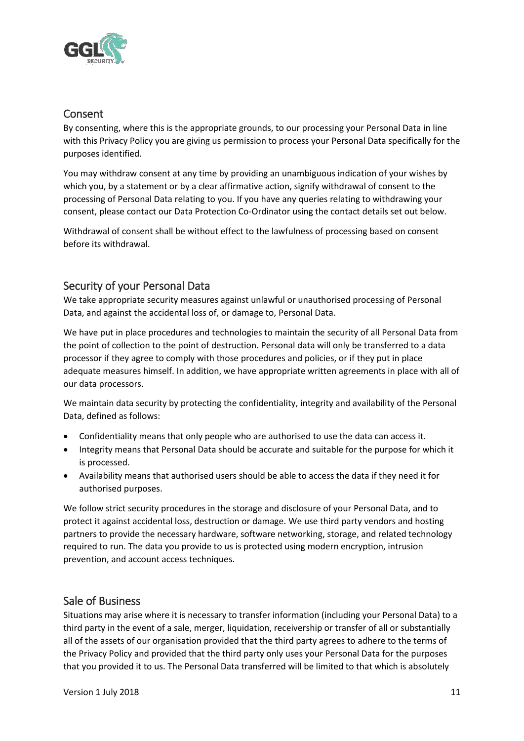## Consent

By consenting, where this is the appropriate grounds, to our processing your Personal Data in line with this Privacy Policy you are giving us permission to process your Personal Data specifically for the purposes identified.

You may withdraw consent at any time by providing an unambiguous indication of your wishes by which you, by a statement or by a clear affirmative action, signify withdrawal of consent to the processing of Personal Data relating to you. If you have any queries relating to withdrawing your consent, please contact our Data Protection Co-Ordinator using the contact details set out below.

Withdrawal of consent shall be without effect to the lawfulness of processing based on consent before its withdrawal.

## Security of your Personal Data

We take appropriate security measures against unlawful or unauthorised processing of Personal Data, and against the accidental loss of, or damage to, Personal Data.

We have put in place procedures and technologies to maintain the security of all Personal Data from the point of collection to the point of destruction. Personal data will only be transferred to a data processor if they agree to comply with those procedures and policies, or if they put in place adequate measures himself. In addition, we have appropriate written agreements in place with all of our data processors.

We maintain data security by protecting the confidentiality, integrity and availability of the Personal Data, defined as follows:

- Confidentiality means that only people who are authorised to use the data can access it.
- Integrity means that Personal Data should be accurate and suitable for the purpose for which it is processed.
- Availability means that authorised users should be able to access the data if they need it for authorised purposes.

We follow strict security procedures in the storage and disclosure of your Personal Data, and to protect it against accidental loss, destruction or damage. We use third party vendors and hosting partners to provide the necessary hardware, software networking, storage, and related technology required to run. The data you provide to us is protected using modern encryption, intrusion prevention, and account access techniques.

## Sale of Business

Situations may arise where it is necessary to transfer information (including your Personal Data) to a third party in the event of a sale, merger, liquidation, receivership or transfer of all or substantially all of the assets of our organisation provided that the third party agrees to adhere to the terms of the Privacy Policy and provided that the third party only uses your Personal Data for the purposes that you provided it to us. The Personal Data transferred will be limited to that which is absolutely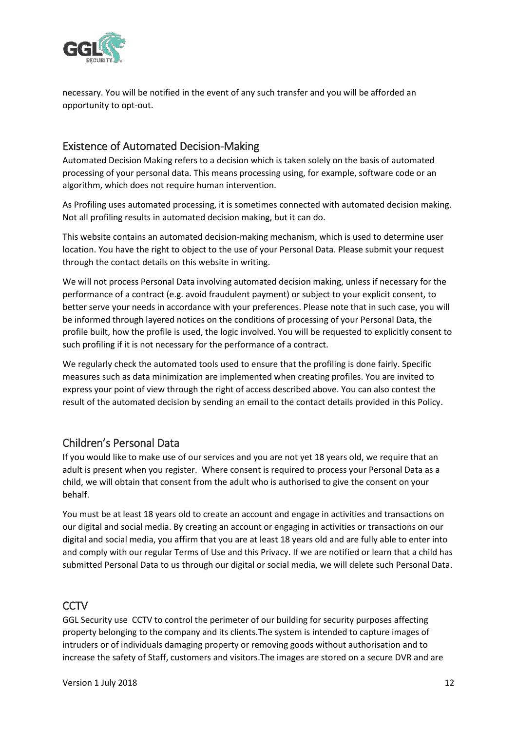necessary. You will be notified in the event of any such transfer and you will be afforded an opportunity to opt-out.

## Existence of Automated Decision-Making

Automated Decision Making refers to a decision which is taken solely on the basis of automated processing of your personal data. This means processing using, for example, software code or an algorithm, which does not require human intervention.

As Profiling uses automated processing, it is sometimes connected with automated decision making. Not all profiling results in automated decision making, but it can do.

This website contains an automated decision-making mechanism, which is used to determine user location. You have the right to object to the use of your Personal Data. Please submit your request through the contact details on this website in writing.

We will not process Personal Data involving automated decision making, unless if necessary for the performance of a contract (e.g. avoid fraudulent payment) or subject to your explicit consent, to better serve your needs in accordance with your preferences. Please note that in such case, you will be informed through layered notices on the conditions of processing of your Personal Data, the profile built, how the profile is used, the logic involved. You will be requested to explicitly consent to such profiling if it is not necessary for the performance of a contract.

We regularly check the automated tools used to ensure that the profiling is done fairly. Specific measures such as data minimization are implemented when creating profiles. You are invited to express your point of view through the right of access described above. You can also contest the result of the automated decision by sending an email to the contact details provided in this Policy.

## Children's Personal Data

If you would like to make use of our services and you are not yet 18 years old, we require that an adult is present when you register. Where consent is required to process your Personal Data as a child, we will obtain that consent from the adult who is authorised to give the consent on your behalf.

You must be at least 18 years old to create an account and engage in activities and transactions on our digital and social media. By creating an account or engaging in activities or transactions on our digital and social media, you affirm that you are at least 18 years old and are fully able to enter into and comply with our regular Terms of Use and this Privacy. If we are notified or learn that a child has submitted Personal Data to us through our digital or social media, we will delete such Personal Data.

## CCTV

GGL Security use CCTV to control the perimeter of our building for security purposes affecting property belonging to the company and its clients.The system is intended to capture images of intruders or of individuals damaging property or removing goods without authorisation and to increase the safety of Staff, customers and visitors.The images are stored on a secure DVR and are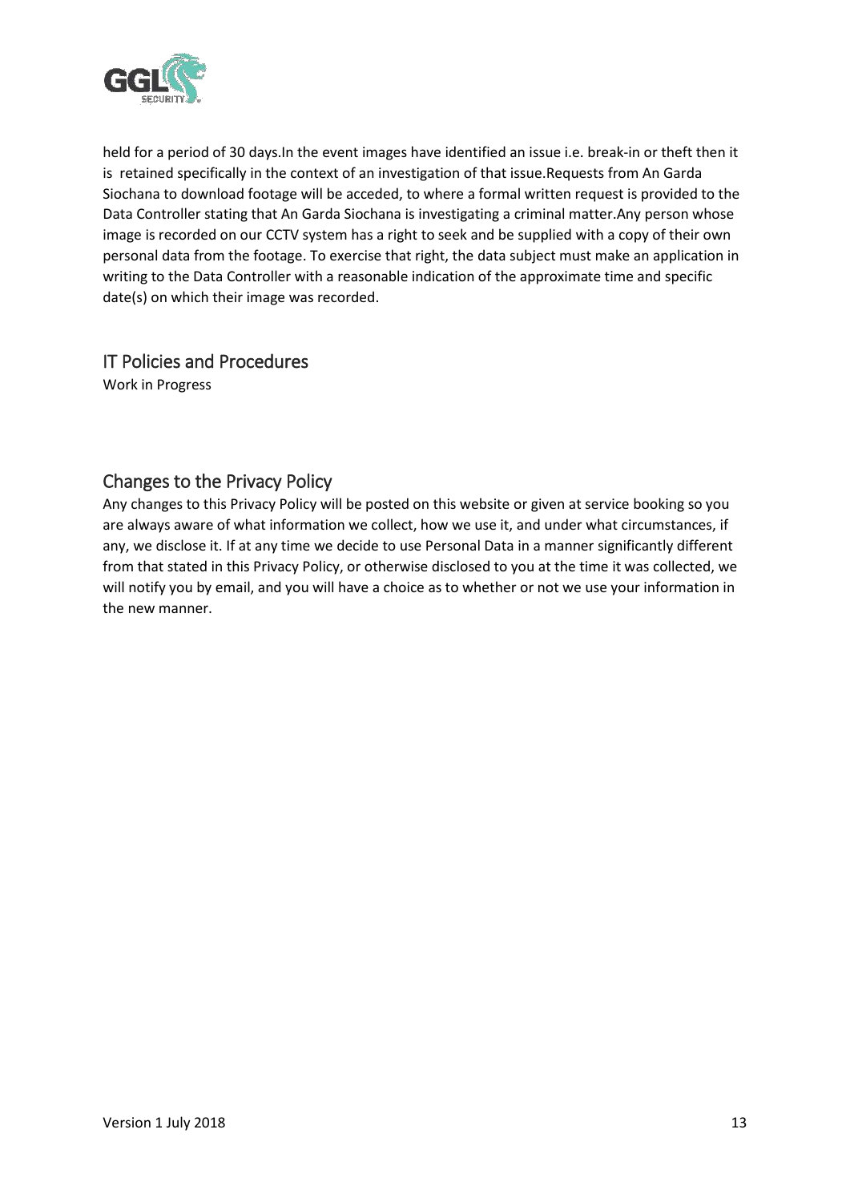held for a period of 30 days.In the event images have identified an issue i.e. break-in or theft then it is retained specifically in the context of an investigation of that issue.Requests from An Garda Siochana to download footage will be acceded, to where a formal written request is provided to the Data Controller stating that An Garda Siochana is investigating a criminal matter.Any person whose image is recorded on our CCTV system has a right to seek and be supplied with a copy of their own personal data from the footage. To exercise that right, the data subject must make an application in writing to the Data Controller with a reasonable indication of the approximate time and specific date(s) on which their image was recorded.

## IT Policies and Procedures

Work in Progress

## Changes to the Privacy Policy

Any changes to this Privacy Policy will be posted on this website or given at service booking so you are always aware of what information we collect, how we use it, and under what circumstances, if any, we disclose it. If at any time we decide to use Personal Data in a manner significantly different from that stated in this Privacy Policy, or otherwise disclosed to you at the time it was collected, we will notify you by email, and you will have a choice as to whether or not we use your information in the new manner.